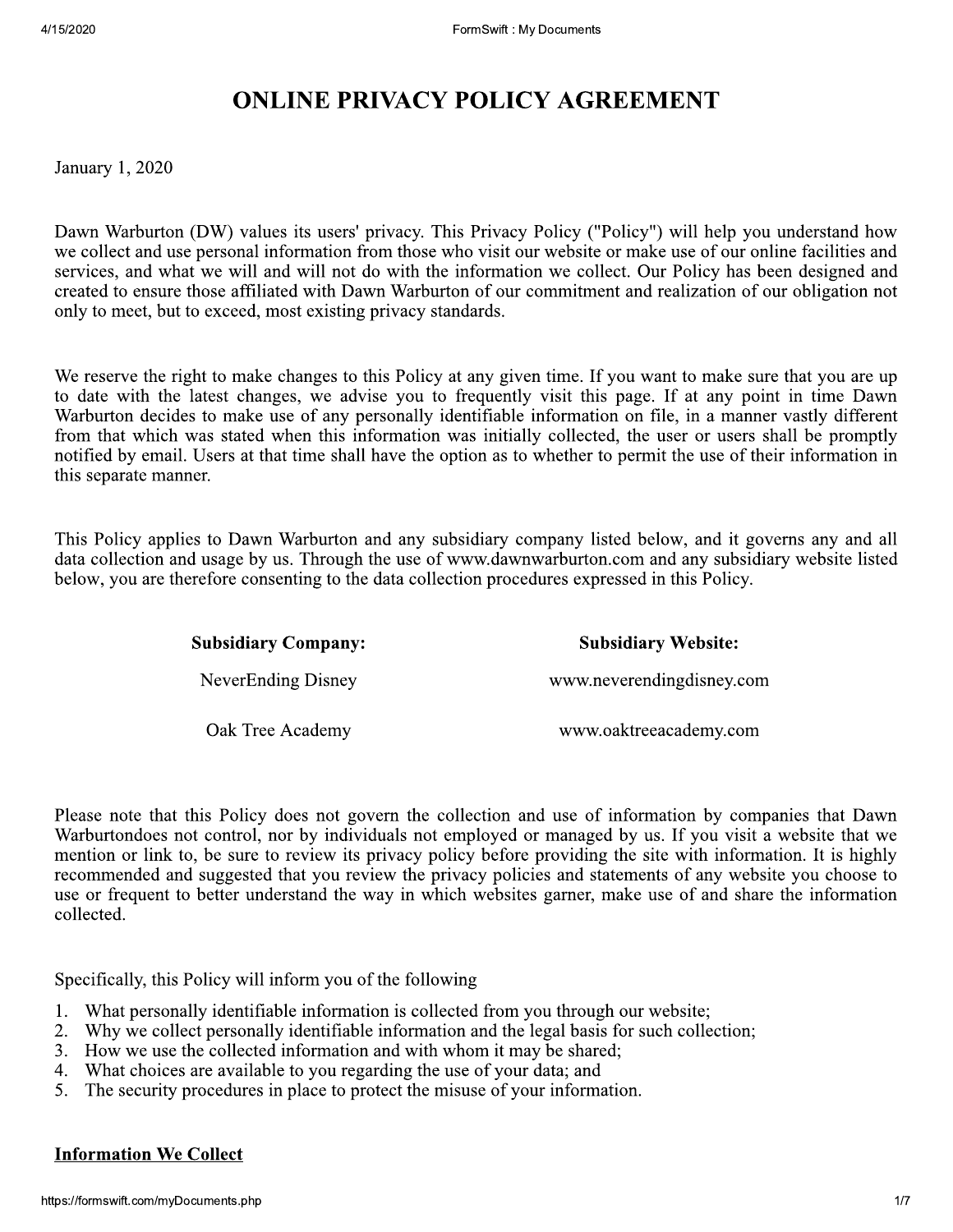# ONLINE PRIVACY POLICY AGREEMENT

January 1, 2020

Dawn Warburton (DW) values its users' privacy. This Privacy Policy ("Policy") will help you understand how we collect and use personal information from those who visit our website or make use of our online facilities and services, and what we will and will not do with the information we collect. Our Policy has been designed and created to ensure those affiliated with Dawn Warburton of our commitment and realization of our obligation not only to meet, but to exceed, most existing privacy standards.

We reserve the right to make changes to this Policy at any given time. If you want to make sure that you are up to date with the latest changes, we advise you to frequently visit this page. If at any point in time Dawn Warburton decides to make use of any personally identifiable information on file, in a manner vastly different from that which was stated when this information was initially collected, the user or users shall be promptly notified by email. Users at that time shall have the option as to whether to permit the use of their information in this separate manner.

This Policy applies to Dawn Warburton and any subsidiary company listed below, and it governs any and all data collection and usage by us. Through the use of www.dawnwarburton.com and any subsidiary website listed below, you are therefore consenting to the data collection procedures expressed in this Policy.

| Subsidiary Company: | Subsidiary Website: |
|---|---|
| NeverEnding Disney | www.neverendingdisney.com |
| Oak Tree Academy | www.oaktreeacademy.com |

Please note that this Policy does not govern the collection and use of information by companies that Dawn Warburtondoes not control, nor by individuals not employed or managed by us. If you visit a website that we mention or link to, be sure to review its privacy policy before providing the site with information. It is highly recommended and suggested that you review the privacy policies and statements of any website you choose to use or frequent to better understand the way in which websites garner, make use of and share the information collected.

Specifically, this Policy will inform you of the following

1. What personally identifiable information is collected from you through our website;
2. Why we collect personally identifiable information and the legal basis for such collection;
3. How we use the collected information and with whom it may be shared;
4. What choices are available to you regarding the use of your data; and
5. The security procedures in place to protect the misuse of your information.

## Information We Collect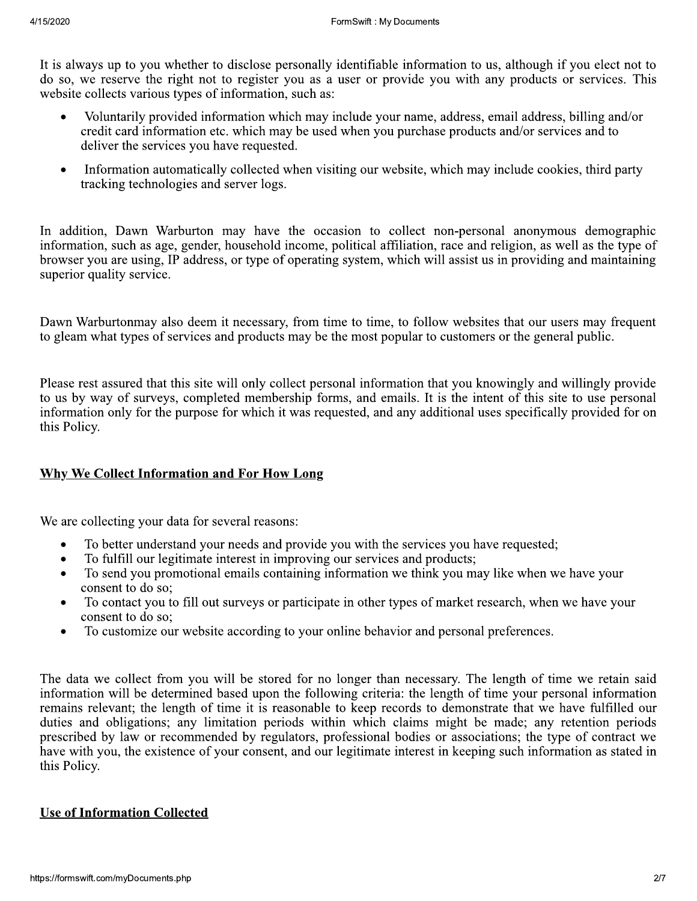It is always up to you whether to disclose personally identifiable information to us, although if you elect not to do so, we reserve the right not to register you as a user or provide you with any products or services. This website collects various types of information, such as:

- Voluntarily provided information which may include your name, address, email address, billing and/or credit card information etc. which may be used when you purchase products and/or services and to deliver the services you have requested.
- Information automatically collected when visiting our website, which may include cookies, third party tracking technologies and server logs.

In addition, Dawn Warburton may have the occasion to collect non-personal anonymous demographic information, such as age, gender, household income, political affiliation, race and religion, as well as the type of browser you are using, IP address, or type of operating system, which will assist us in providing and maintaining superior quality service.

Dawn Warburtonmay also deem it necessary, from time to time, to follow websites that our users may frequent to gleam what types of services and products may be the most popular to customers or the general public.

Please rest assured that this site will only collect personal information that you knowingly and willingly provide to us by way of surveys, completed membership forms, and emails. It is the intent of this site to use personal information only for the purpose for which it was requested, and any additional uses specifically provided for on this Policy.

## Why We Collect Information and For How Long

We are collecting your data for several reasons:

- To better understand your needs and provide you with the services you have requested;
- To fulfill our legitimate interest in improving our services and products;
- To send you promotional emails containing information we think you may like when we have your consent to do so;
- To contact you to fill out surveys or participate in other types of market research, when we have your consent to do so;
- To customize our website according to your online behavior and personal preferences.

The data we collect from you will be stored for no longer than necessary. The length of time we retain said information will be determined based upon the following criteria: the length of time your personal information remains relevant; the length of time it is reasonable to keep records to demonstrate that we have fulfilled our duties and obligations; any limitation periods within which claims might be made; any retention periods prescribed by law or recommended by regulators, professional bodies or associations; the type of contract we have with you, the existence of your consent, and our legitimate interest in keeping such information as stated in this Policy.

## Use of Information Collected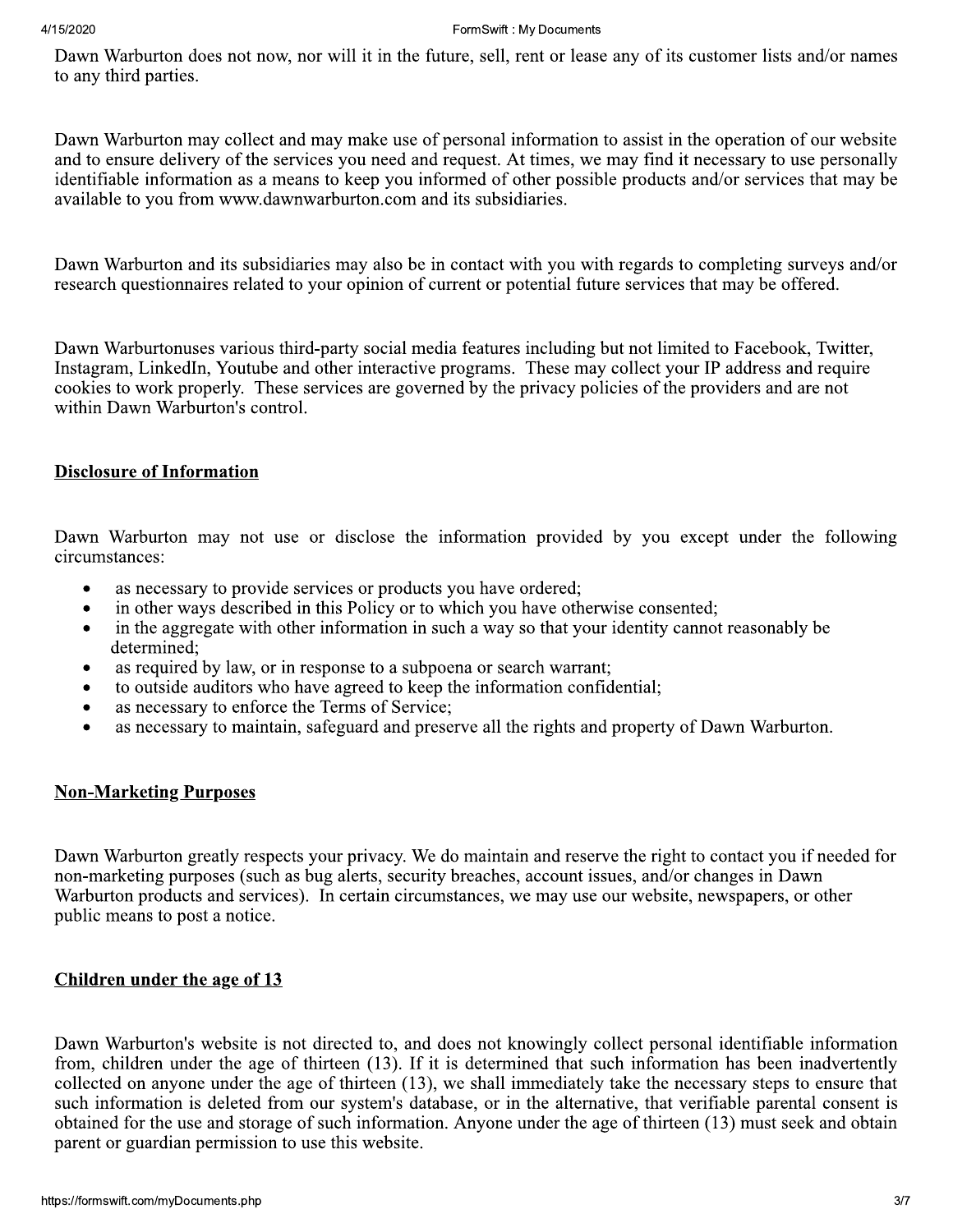Dawn Warburton does not now, nor will it in the future, sell, rent or lease any of its customer lists and/or names to any third parties.

Dawn Warburton may collect and may make use of personal information to assist in the operation of our website and to ensure delivery of the services you need and request. At times, we may find it necessary to use personally identifiable information as a means to keep you informed of other possible products and/or services that may be available to you from www.dawnwarburton.com and its subsidiaries.

Dawn Warburton and its subsidiaries may also be in contact with you with regards to completing surveys and/or research questionnaires related to your opinion of current or potential future services that may be offered.

Dawn Warburtonuses various third-party social media features including but not limited to Facebook, Twitter, Instagram, LinkedIn, Youtube and other interactive programs. These may collect your IP address and require cookies to work properly. These services are governed by the privacy policies of the providers and are not within Dawn Warburton's control.

## Disclosure of Information

Dawn Warburton may not use or disclose the information provided by you except under the following circumstances:

- as necessary to provide services or products you have ordered;
- in other ways described in this Policy or to which you have otherwise consented;
- in the aggregate with other information in such a way so that your identity cannot reasonably be determined;
- as required by law, or in response to a subpoena or search warrant;
- to outside auditors who have agreed to keep the information confidential;
- as necessary to enforce the Terms of Service;
- as necessary to maintain, safeguard and preserve all the rights and property of Dawn Warburton.

## Non-Marketing Purposes

Dawn Warburton greatly respects your privacy. We do maintain and reserve the right to contact you if needed for non-marketing purposes (such as bug alerts, security breaches, account issues, and/or changes in Dawn Warburton products and services). In certain circumstances, we may use our website, newspapers, or other public means to post a notice.

## Children under the age of 13

Dawn Warburton's website is not directed to, and does not knowingly collect personal identifiable information from, children under the age of thirteen (13). If it is determined that such information has been inadvertently collected on anyone under the age of thirteen (13), we shall immediately take the necessary steps to ensure that such information is deleted from our system's database, or in the alternative, that verifiable parental consent is obtained for the use and storage of such information. Anyone under the age of thirteen (13) must seek and obtain parent or guardian permission to use this website.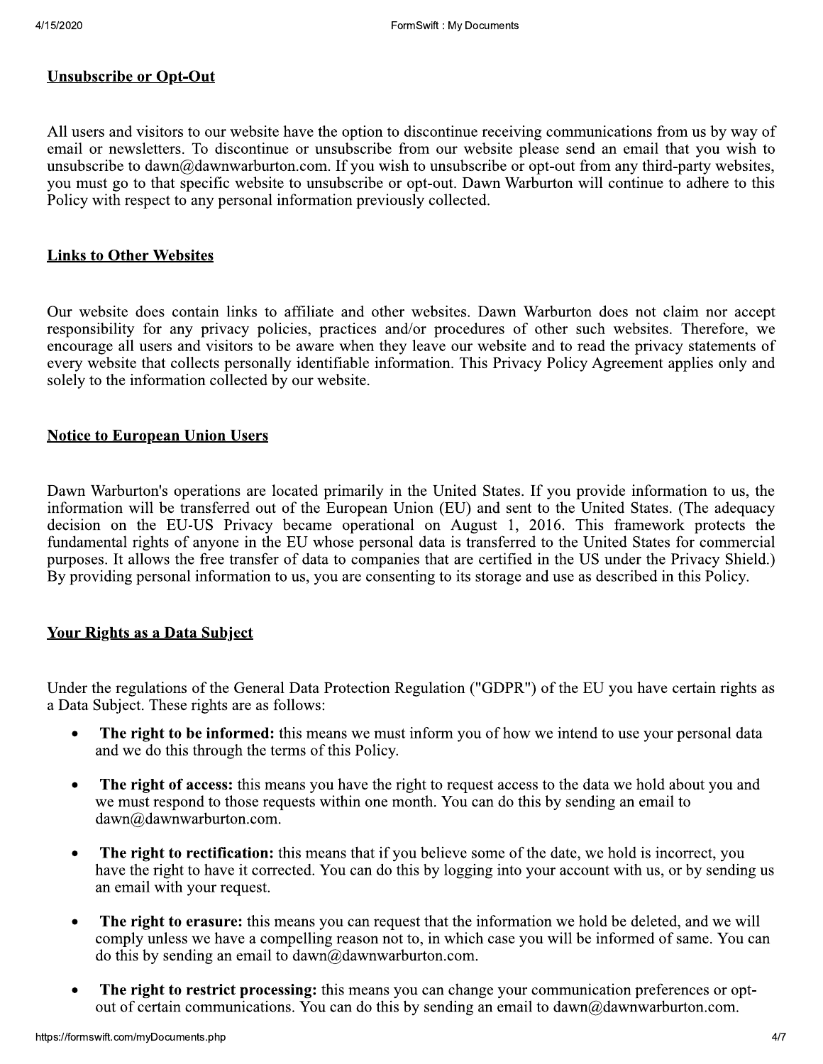## Unsubscribe or Opt-Out

All users and visitors to our website have the option to discontinue receiving communications from us by way of email or newsletters. To discontinue or unsubscribe from our website please send an email that you wish to unsubscribe to dawn@dawnwarburton.com. If you wish to unsubscribe or opt-out from any third-party websites, you must go to that specific website to unsubscribe or opt-out. Dawn Warburton will continue to adhere to this Policy with respect to any personal information previously collected.

## Links to Other Websites

Our website does contain links to affiliate and other websites. Dawn Warburton does not claim nor accept responsibility for any privacy policies, practices and/or procedures of other such websites. Therefore, we encourage all users and visitors to be aware when they leave our website and to read the privacy statements of every website that collects personally identifiable information. This Privacy Policy Agreement applies only and solely to the information collected by our website.

## Notice to European Union Users

Dawn Warburton's operations are located primarily in the United States. If you provide information to us, the information will be transferred out of the European Union (EU) and sent to the United States. (The adequacy decision on the EU-US Privacy became operational on August 1, 2016. This framework protects the fundamental rights of anyone in the EU whose personal data is transferred to the United States for commercial purposes. It allows the free transfer of data to companies that are certified in the US under the Privacy Shield.) By providing personal information to us, you are consenting to its storage and use as described in this Policy.

## Your Rights as a Data Subject

Under the regulations of the General Data Protection Regulation ("GDPR") of the EU you have certain rights as a Data Subject. These rights are as follows:

- **The right to be informed:** this means we must inform you of how we intend to use your personal data and we do this through the terms of this Policy.
- **The right of access:** this means you have the right to request access to the data we hold about you and we must respond to those requests within one month. You can do this by sending an email to dawn@dawnwarburton.com.
- **The right to rectification:** this means that if you believe some of the date, we hold is incorrect, you have the right to have it corrected. You can do this by logging into your account with us, or by sending us an email with your request.
- **The right to erasure:** this means you can request that the information we hold be deleted, and we will comply unless we have a compelling reason not to, in which case you will be informed of same. You can do this by sending an email to dawn@dawnwarburton.com.
- **The right to restrict processing:** this means you can change your communication preferences or opt-out of certain communications. You can do this by sending an email to dawn@dawnwarburton.com.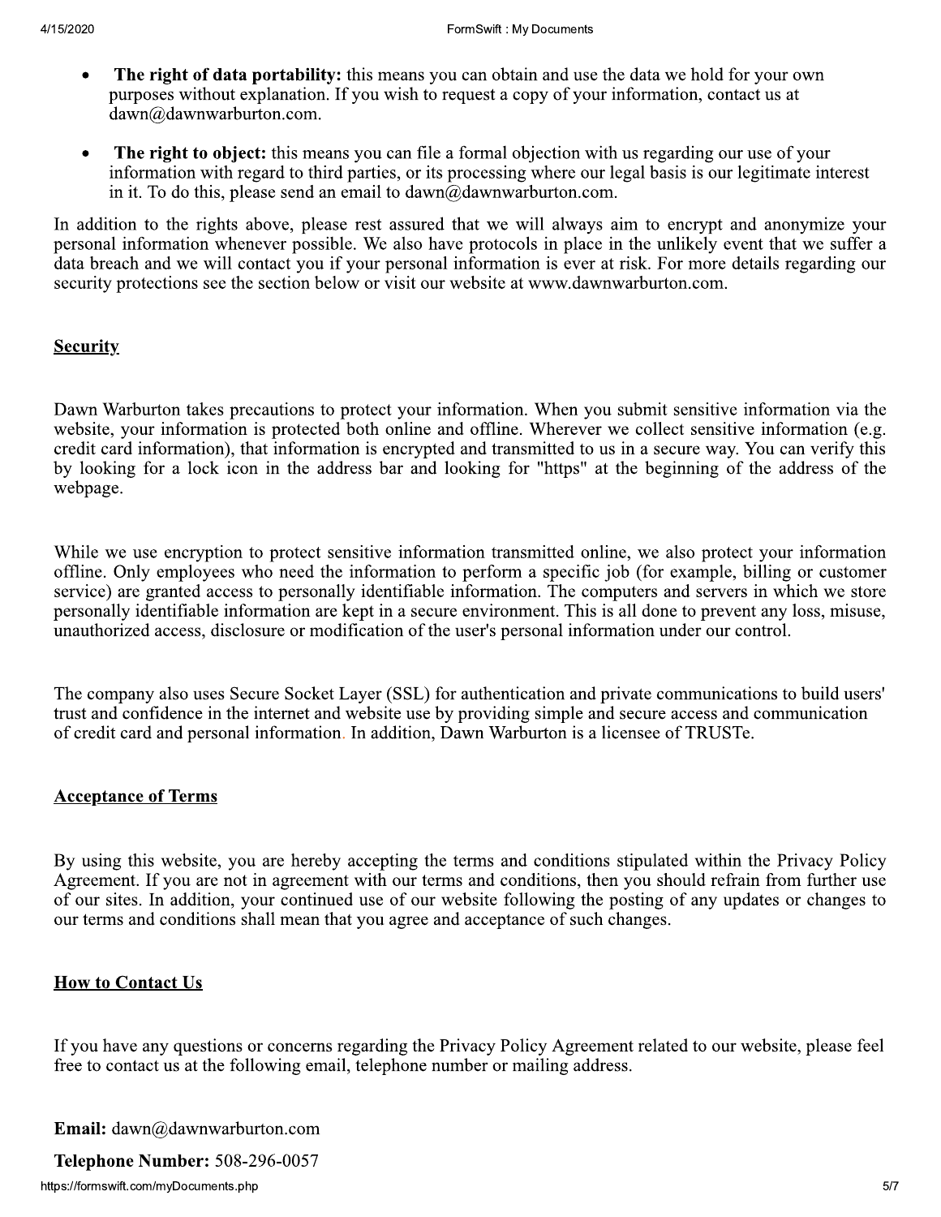- **The right of data portability:** this means you can obtain and use the data we hold for your own purposes without explanation. If you wish to request a copy of your information, contact us at dawn@dawnwarburton.com.
- **The right to object:** this means you can file a formal objection with us regarding our use of your information with regard to third parties, or its processing where our legal basis is our legitimate interest in it. To do this, please send an email to dawn@dawnwarburton.com.

In addition to the rights above, please rest assured that we will always aim to encrypt and anonymize your personal information whenever possible. We also have protocols in place in the unlikely event that we suffer a data breach and we will contact you if your personal information is ever at risk. For more details regarding our security protections see the section below or visit our website at www.dawnwarburton.com.

## Security

Dawn Warburton takes precautions to protect your information. When you submit sensitive information via the website, your information is protected both online and offline. Wherever we collect sensitive information (e.g. credit card information), that information is encrypted and transmitted to us in a secure way. You can verify this by looking for a lock icon in the address bar and looking for "https" at the beginning of the address of the webpage.

While we use encryption to protect sensitive information transmitted online, we also protect your information offline. Only employees who need the information to perform a specific job (for example, billing or customer service) are granted access to personally identifiable information. The computers and servers in which we store personally identifiable information are kept in a secure environment. This is all done to prevent any loss, misuse, unauthorized access, disclosure or modification of the user's personal information under our control.

The company also uses Secure Socket Layer (SSL) for authentication and private communications to build users' trust and confidence in the internet and website use by providing simple and secure access and communication of credit card and personal information. In addition, Dawn Warburton is a licensee of TRUSTe.

## Acceptance of Terms

By using this website, you are hereby accepting the terms and conditions stipulated within the Privacy Policy Agreement. If you are not in agreement with our terms and conditions, then you should refrain from further use of our sites. In addition, your continued use of our website following the posting of any updates or changes to our terms and conditions shall mean that you agree and acceptance of such changes.

## How to Contact Us

If you have any questions or concerns regarding the Privacy Policy Agreement related to our website, please feel free to contact us at the following email, telephone number or mailing address.

**Email:** dawn@dawnwarburton.com

**Telephone Number:** 508-296-0057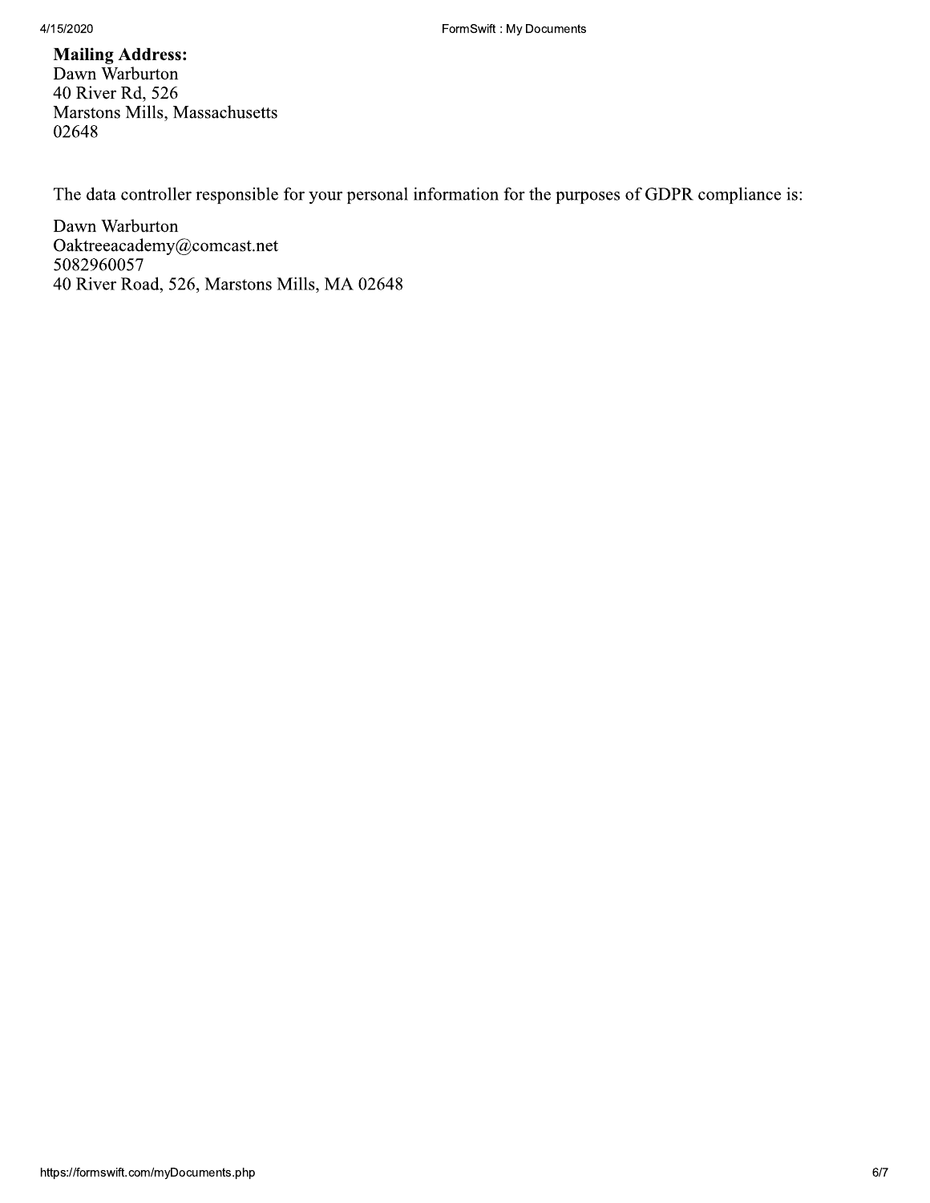**Mailing Address:**
Dawn Warburton
40 River Rd, 526
Marstons Mills, Massachusetts
02648

The data controller responsible for your personal information for the purposes of GDPR compliance is:

Dawn Warburton
Oaktreeacademy@comcast.net
5082960057
40 River Road, 526, Marstons Mills, MA 02648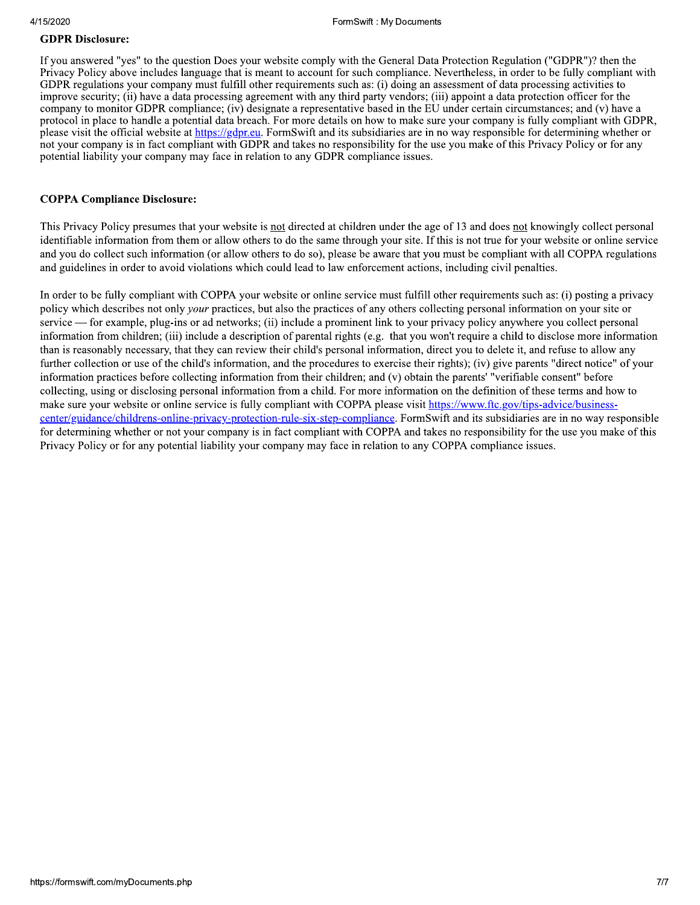**GDPR Disclosure:**

If you answered "yes" to the question Does your website comply with the General Data Protection Regulation ("GDPR")? then the Privacy Policy above includes language that is meant to account for such compliance. Nevertheless, in order to be fully compliant with GDPR regulations your company must fulfill other requirements such as: (i) doing an assessment of data processing activities to improve security; (ii) have a data processing agreement with any third party vendors; (iii) appoint a data protection officer for the company to monitor GDPR compliance; (iv) designate a representative based in the EU under certain circumstances; and (v) have a protocol in place to handle a potential data breach. For more details on how to make sure your company is fully compliant with GDPR, please visit the official website at https://gdpr.eu. FormSwift and its subsidiaries are in no way responsible for determining whether or not your company is in fact compliant with GDPR and takes no responsibility for the use you make of this Privacy Policy or for any potential liability your company may face in relation to any GDPR compliance issues.

**COPPA Compliance Disclosure:**

This Privacy Policy presumes that your website is not directed at children under the age of 13 and does not knowingly collect personal identifiable information from them or allow others to do the same through your site. If this is not true for your website or online service and you do collect such information (or allow others to do so), please be aware that you must be compliant with all COPPA regulations and guidelines in order to avoid violations which could lead to law enforcement actions, including civil penalties.

In order to be fully compliant with COPPA your website or online service must fulfill other requirements such as: (i) posting a privacy policy which describes not only *your* practices, but also the practices of any others collecting personal information on your site or service — for example, plug-ins or ad networks; (ii) include a prominent link to your privacy policy anywhere you collect personal information from children; (iii) include a description of parental rights (e.g. that you won't require a child to disclose more information than is reasonably necessary, that they can review their child's personal information, direct you to delete it, and refuse to allow any further collection or use of the child's information, and the procedures to exercise their rights); (iv) give parents "direct notice" of your information practices before collecting information from their children; and (v) obtain the parents' "verifiable consent" before collecting, using or disclosing personal information from a child. For more information on the definition of these terms and how to make sure your website or online service is fully compliant with COPPA please visit https://www.ftc.gov/tips-advice/business-center/guidance/childrens-online-privacy-protection-rule-six-step-compliance. FormSwift and its subsidiaries are in no way responsible for determining whether or not your company is in fact compliant with COPPA and takes no responsibility for the use you make of this Privacy Policy or for any potential liability your company may face in relation to any COPPA compliance issues.